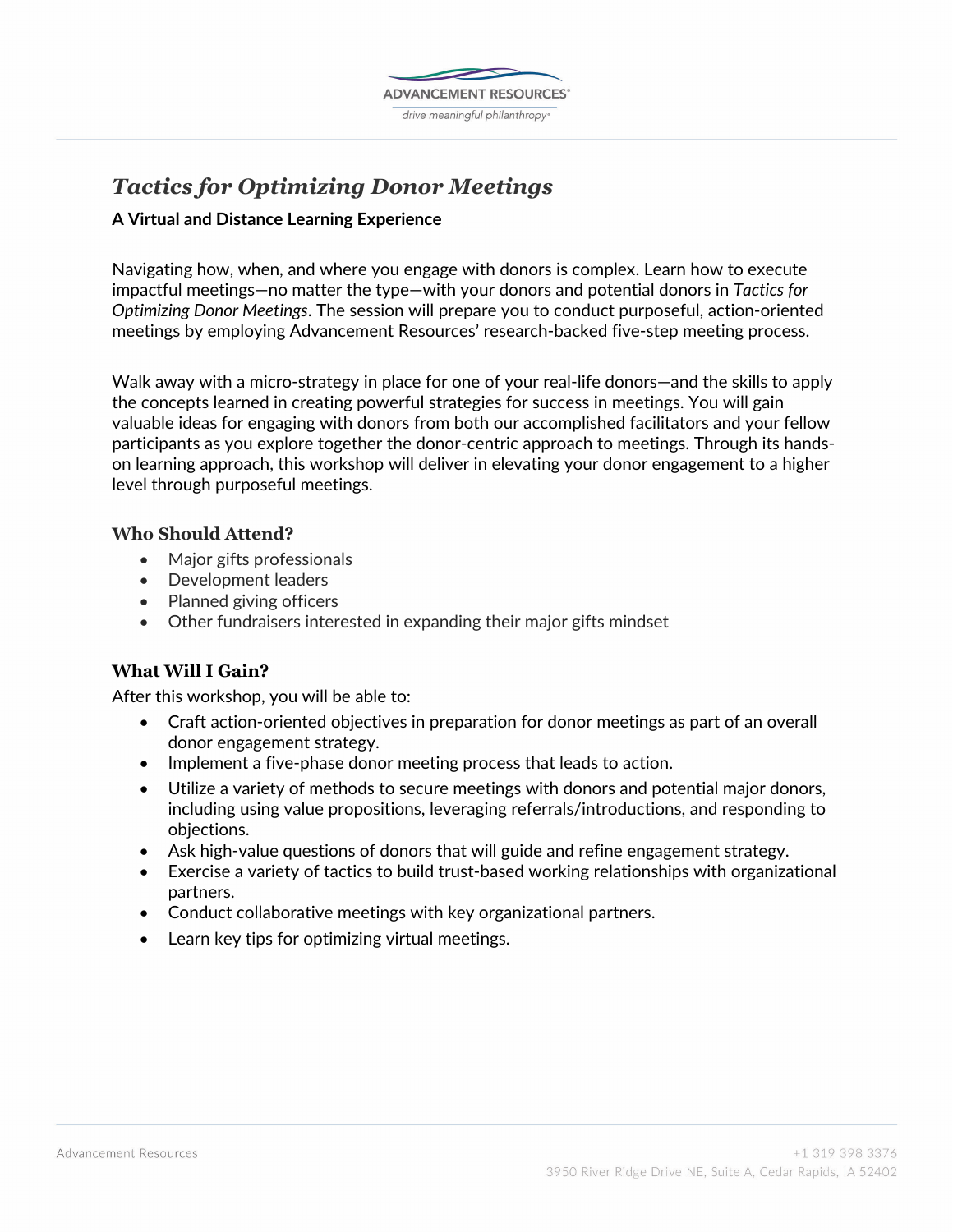# *Tactics for Optimizing Donor Meetings*

**A Virtual and Distance Learning Experience**

Navigating how, when, and where you engage with donors is complex. Learn how to execute impactful meetings—no matter the type—with your donors and potential donors in *Tactics for Optimizing Donor Meetings*. The session will prepare you to conduct purposeful, action-oriented meetings by employing Advancement Resources' research-backed five-step meeting process.

Walk away with a micro-strategy in place for one of your real-life donors—and the skills to apply the concepts learned in creating powerful strategies for success in meetings. You will gain valuable ideas for engaging with donors from both our accomplished facilitators and your fellow participants as you explore together the donor-centric approach to meetings. Through its hands-on learning approach, this workshop will deliver in elevating your donor engagement to a higher level through purposeful meetings.

## Who Should Attend?

- Major gifts professionals
- Development leaders
- Planned giving officers
- Other fundraisers interested in expanding their major gifts mindset

## What Will I Gain?

After this workshop, you will be able to:

- Craft action-oriented objectives in preparation for donor meetings as part of an overall donor engagement strategy.
- Implement a five-phase donor meeting process that leads to action.
- Utilize a variety of methods to secure meetings with donors and potential major donors, including using value propositions, leveraging referrals/introductions, and responding to objections.
- Ask high-value questions of donors that will guide and refine engagement strategy.
- Exercise a variety of tactics to build trust-based working relationships with organizational partners.
- Conduct collaborative meetings with key organizational partners.
- Learn key tips for optimizing virtual meetings.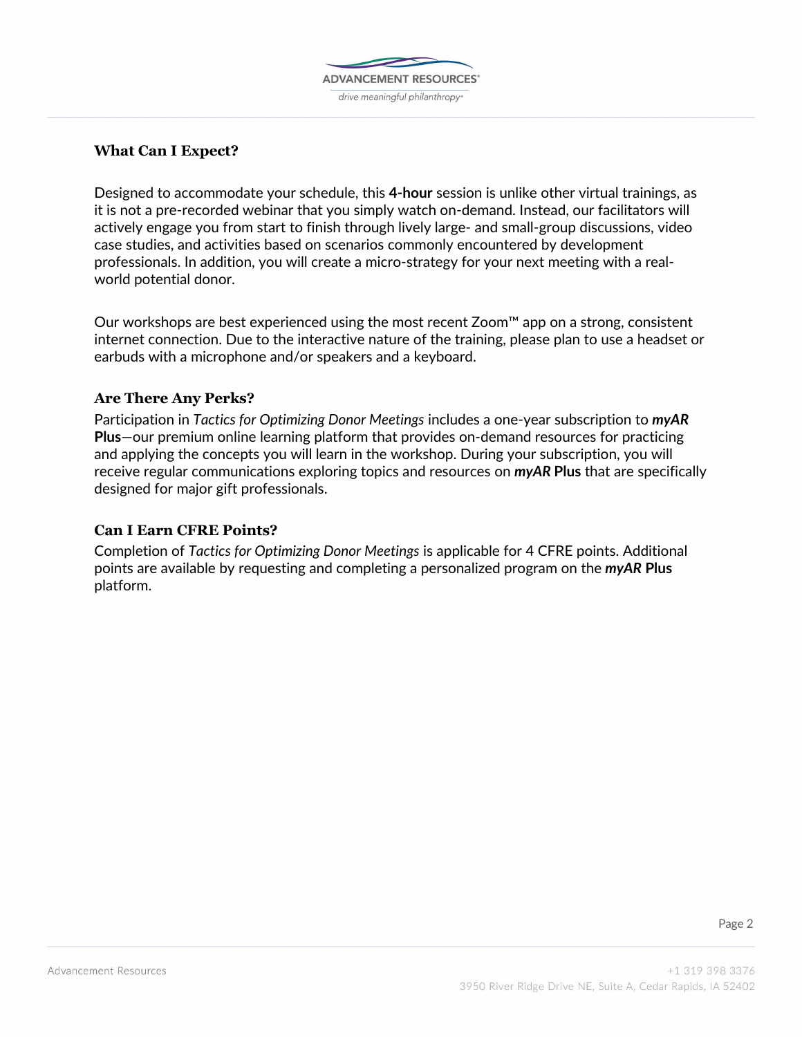## What Can I Expect?

Designed to accommodate your schedule, this **4-hour** session is unlike other virtual trainings, as it is not a pre-recorded webinar that you simply watch on-demand. Instead, our facilitators will actively engage you from start to finish through lively large- and small-group discussions, video case studies, and activities based on scenarios commonly encountered by development professionals. In addition, you will create a micro-strategy for your next meeting with a real-world potential donor.

Our workshops are best experienced using the most recent Zoom™ app on a strong, consistent internet connection. Due to the interactive nature of the training, please plan to use a headset or earbuds with a microphone and/or speakers and a keyboard.

## Are There Any Perks?

Participation in *Tactics for Optimizing Donor Meetings* includes a one-year subscription to ***myAR* Plus**—our premium online learning platform that provides on-demand resources for practicing and applying the concepts you will learn in the workshop. During your subscription, you will receive regular communications exploring topics and resources on ***myAR* Plus** that are specifically designed for major gift professionals.

## Can I Earn CFRE Points?

Completion of *Tactics for Optimizing Donor Meetings* is applicable for 4 CFRE points. Additional points are available by requesting and completing a personalized program on the ***myAR* Plus** platform.